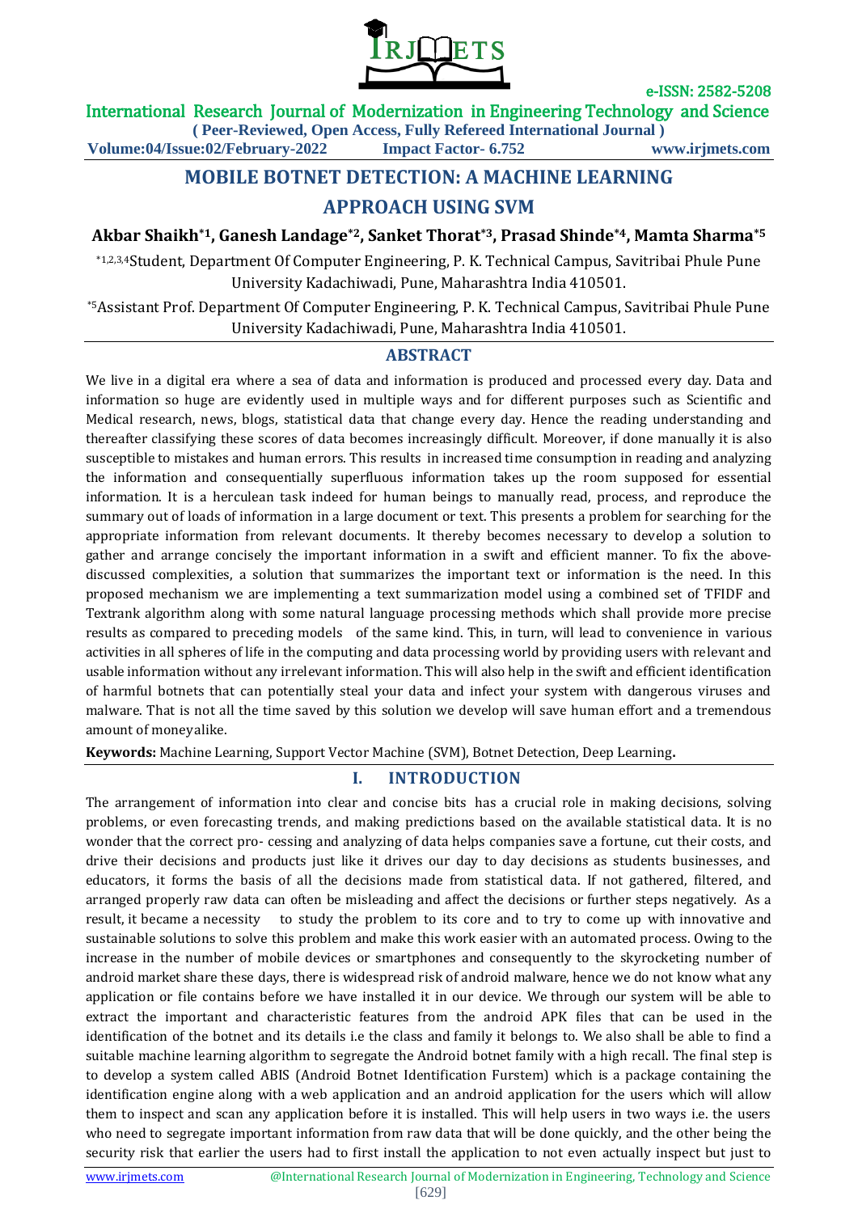# MOBILE BOTNET DETECTION: A MACHINE LEARNING APPROACH USING SVM

**Akbar Shaikh[*1], Ganesh Landage[*2], Sanket Thorat[*3], Prasad Shinde[*4], Mamta Sharma[*5]**

[*1,2,3,4]Student, Department Of Computer Engineering, P. K. Technical Campus, Savitribai Phule Pune University Kadachiwadi, Pune, Maharashtra India 410501.

[*5]Assistant Prof. Department Of Computer Engineering, P. K. Technical Campus, Savitribai Phule Pune University Kadachiwadi, Pune, Maharashtra India 410501.

## ABSTRACT

We live in a digital era where a sea of data and information is produced and processed every day. Data and information so huge are evidently used in multiple ways and for different purposes such as Scientific and Medical research, news, blogs, statistical data that change every day. Hence the reading understanding and thereafter classifying these scores of data becomes increasingly difficult. Moreover, if done manually it is also susceptible to mistakes and human errors. This results in increased time consumption in reading and analyzing the information and consequentially superfluous information takes up the room supposed for essential information. It is a herculean task indeed for human beings to manually read, process, and reproduce the summary out of loads of information in a large document or text. This presents a problem for searching for the appropriate information from relevant documents. It thereby becomes necessary to develop a solution to gather and arrange concisely the important information in a swift and efficient manner. To fix the above-discussed complexities, a solution that summarizes the important text or information is the need. In this proposed mechanism we are implementing a text summarization model using a combined set of TFIDF and Textrank algorithm along with some natural language processing methods which shall provide more precise results as compared to preceding models of the same kind. This, in turn, will lead to convenience in various activities in all spheres of life in the computing and data processing world by providing users with relevant and usable information without any irrelevant information. This will also help in the swift and efficient identification of harmful botnets that can potentially steal your data and infect your system with dangerous viruses and malware. That is not all the time saved by this solution we develop will save human effort and a tremendous amount of moneyalike.

**Keywords:** Machine Learning, Support Vector Machine (SVM), Botnet Detection, Deep Learning**.**

## I. INTRODUCTION

The arrangement of information into clear and concise bits has a crucial role in making decisions, solving problems, or even forecasting trends, and making predictions based on the available statistical data. It is no wonder that the correct pro- cessing and analyzing of data helps companies save a fortune, cut their costs, and drive their decisions and products just like it drives our day to day decisions as students businesses, and educators, it forms the basis of all the decisions made from statistical data. If not gathered, filtered, and arranged properly raw data can often be misleading and affect the decisions or further steps negatively. As a result, it became a necessity to study the problem to its core and to try to come up with innovative and sustainable solutions to solve this problem and make this work easier with an automated process. Owing to the increase in the number of mobile devices or smartphones and consequently to the skyrocketing number of android market share these days, there is widespread risk of android malware, hence we do not know what any application or file contains before we have installed it in our device. We through our system will be able to extract the important and characteristic features from the android APK files that can be used in the identification of the botnet and its details i.e the class and family it belongs to. We also shall be able to find a suitable machine learning algorithm to segregate the Android botnet family with a high recall. The final step is to develop a system called ABIS (Android Botnet Identification Furstem) which is a package containing the identification engine along with a web application and an android application for the users which will allow them to inspect and scan any application before it is installed. This will help users in two ways i.e. the users who need to segregate important information from raw data that will be done quickly, and the other being the security risk that earlier the users had to first install the application to not even actually inspect but just to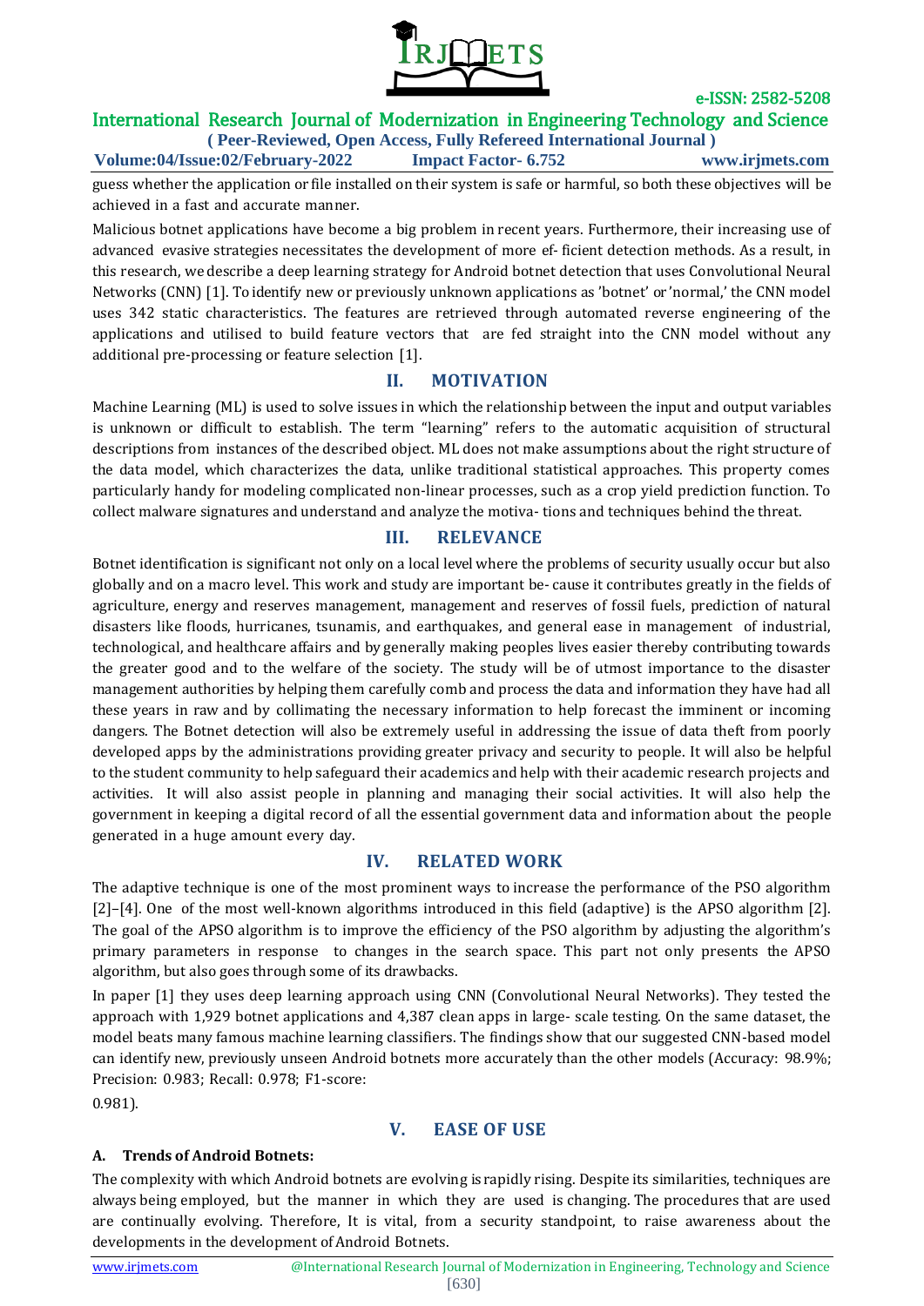guess whether the application or file installed on their system is safe or harmful, so both these objectives will be achieved in a fast and accurate manner.

Malicious botnet applications have become a big problem in recent years. Furthermore, their increasing use of advanced evasive strategies necessitates the development of more ef- ficient detection methods. As a result, in this research, we describe a deep learning strategy for Android botnet detection that uses Convolutional Neural Networks (CNN) [1]. To identify new or previously unknown applications as 'botnet' or 'normal,' the CNN model uses 342 static characteristics. The features are retrieved through automated reverse engineering of the applications and utilised to build feature vectors that are fed straight into the CNN model without any additional pre-processing or feature selection [1].

## II. MOTIVATION

Machine Learning (ML) is used to solve issues in which the relationship between the input and output variables is unknown or difficult to establish. The term "learning" refers to the automatic acquisition of structural descriptions from instances of the described object. ML does not make assumptions about the right structure of the data model, which characterizes the data, unlike traditional statistical approaches. This property comes particularly handy for modeling complicated non-linear processes, such as a crop yield prediction function. To collect malware signatures and understand and analyze the motiva- tions and techniques behind the threat.

## III. RELEVANCE

Botnet identification is significant not only on a local level where the problems of security usually occur but also globally and on a macro level. This work and study are important be- cause it contributes greatly in the fields of agriculture, energy and reserves management, management and reserves of fossil fuels, prediction of natural disasters like floods, hurricanes, tsunamis, and earthquakes, and general ease in management of industrial, technological, and healthcare affairs and by generally making peoples lives easier thereby contributing towards the greater good and to the welfare of the society. The study will be of utmost importance to the disaster management authorities by helping them carefully comb and process the data and information they have had all these years in raw and by collimating the necessary information to help forecast the imminent or incoming dangers. The Botnet detection will also be extremely useful in addressing the issue of data theft from poorly developed apps by the administrations providing greater privacy and security to people. It will also be helpful to the student community to help safeguard their academics and help with their academic research projects and activities. It will also assist people in planning and managing their social activities. It will also help the government in keeping a digital record of all the essential government data and information about the people generated in a huge amount every day.

## IV. RELATED WORK

The adaptive technique is one of the most prominent ways to increase the performance of the PSO algorithm [2]–[4]. One of the most well-known algorithms introduced in this field (adaptive) is the APSO algorithm [2]. The goal of the APSO algorithm is to improve the efficiency of the PSO algorithm by adjusting the algorithm's primary parameters in response to changes in the search space. This part not only presents the APSO algorithm, but also goes through some of its drawbacks.

In paper [1] they uses deep learning approach using CNN (Convolutional Neural Networks). They tested the approach with 1,929 botnet applications and 4,387 clean apps in large- scale testing. On the same dataset, the model beats many famous machine learning classifiers. The findings show that our suggested CNN-based model can identify new, previously unseen Android botnets more accurately than the other models (Accuracy: 98.9%; Precision: 0.983; Recall: 0.978; F1-score: 0.981).

## V. EASE OF USE

### A. Trends of Android Botnets:

The complexity with which Android botnets are evolving is rapidly rising. Despite its similarities, techniques are always being employed, but the manner in which they are used is changing. The procedures that are used are continually evolving. Therefore, It is vital, from a security standpoint, to raise awareness about the developments in the development of Android Botnets.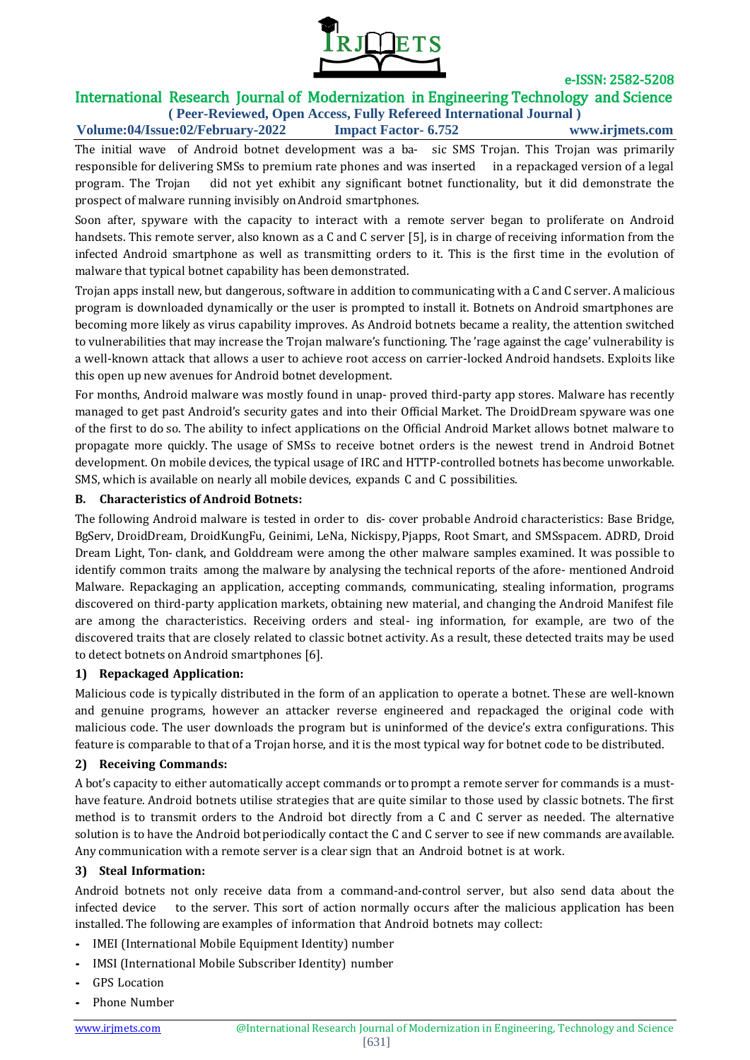The initial wave of Android botnet development was a ba- sic SMS Trojan. This Trojan was primarily responsible for delivering SMSs to premium rate phones and was inserted in a repackaged version of a legal program. The Trojan did not yet exhibit any significant botnet functionality, but it did demonstrate the prospect of malware running invisibly on Android smartphones.

Soon after, spyware with the capacity to interact with a remote server began to proliferate on Android handsets. This remote server, also known as a C and C server [5], is in charge of receiving information from the infected Android smartphone as well as transmitting orders to it. This is the first time in the evolution of malware that typical botnet capability has been demonstrated.

Trojan apps install new, but dangerous, software in addition to communicating with a C and C server. A malicious program is downloaded dynamically or the user is prompted to install it. Botnets on Android smartphones are becoming more likely as virus capability improves. As Android botnets became a reality, the attention switched to vulnerabilities that may increase the Trojan malware's functioning. The 'rage against the cage' vulnerability is a well-known attack that allows a user to achieve root access on carrier-locked Android handsets. Exploits like this open up new avenues for Android botnet development.

For months, Android malware was mostly found in unap- proved third-party app stores. Malware has recently managed to get past Android's security gates and into their Official Market. The DroidDream spyware was one of the first to do so. The ability to infect applications on the Official Android Market allows botnet malware to propagate more quickly. The usage of SMSs to receive botnet orders is the newest trend in Android Botnet development. On mobile devices, the typical usage of IRC and HTTP-controlled botnets has become unworkable. SMS, which is available on nearly all mobile devices, expands C and C possibilities.

### B. Characteristics of Android Botnets:

The following Android malware is tested in order to dis- cover probable Android characteristics: Base Bridge, BgServ, DroidDream, DroidKungFu, Geinimi, LeNa, Nickispy, Pjapps, Root Smart, and SMSspacem. ADRD, Droid Dream Light, Ton- clank, and Golddream were among the other malware samples examined. It was possible to identify common traits among the malware by analysing the technical reports of the afore- mentioned Android Malware. Repackaging an application, accepting commands, communicating, stealing information, programs discovered on third-party application markets, obtaining new material, and changing the Android Manifest file are among the characteristics. Receiving orders and steal- ing information, for example, are two of the discovered traits that are closely related to classic botnet activity. As a result, these detected traits may be used to detect botnets on Android smartphones [6].

#### 1) Repackaged Application:

Malicious code is typically distributed in the form of an application to operate a botnet. These are well-known and genuine programs, however an attacker reverse engineered and repackaged the original code with malicious code. The user downloads the program but is uninformed of the device's extra configurations. This feature is comparable to that of a Trojan horse, and it is the most typical way for botnet code to be distributed.

#### 2) Receiving Commands:

A bot's capacity to either automatically accept commands or to prompt a remote server for commands is a must-have feature. Android botnets utilise strategies that are quite similar to those used by classic botnets. The first method is to transmit orders to the Android bot directly from a C and C server as needed. The alternative solution is to have the Android bot periodically contact the C and C server to see if new commands are available. Any communication with a remote server is a clear sign that an Android botnet is at work.

#### 3) Steal Information:

Android botnets not only receive data from a command-and-control server, but also send data about the infected device to the server. This sort of action normally occurs after the malicious application has been installed. The following are examples of information that Android botnets may collect:

- IMEI (International Mobile Equipment Identity) number
- IMSI (International Mobile Subscriber Identity) number
- GPS Location
- Phone Number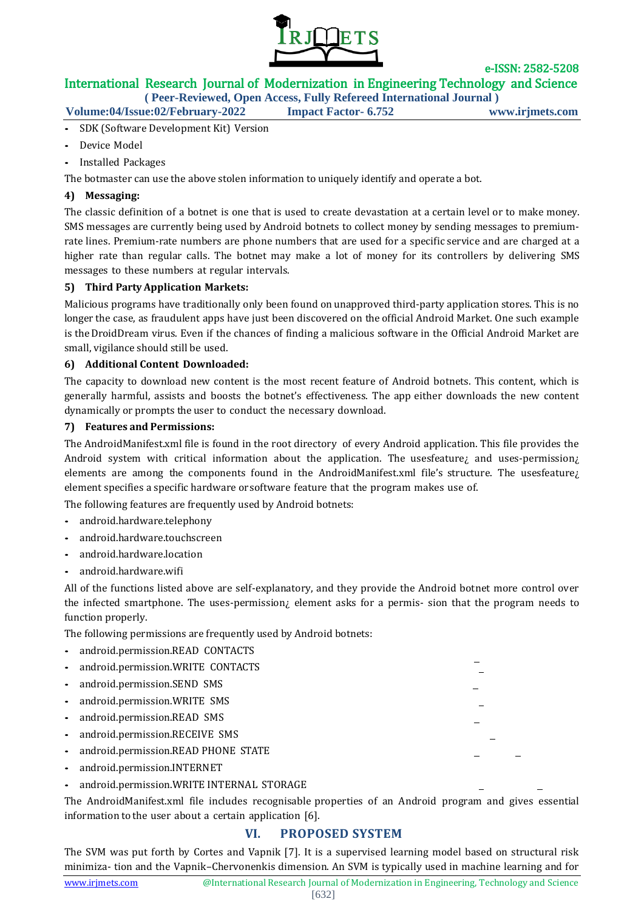- SDK (Software Development Kit) Version
- Device Model
- Installed Packages

The botmaster can use the above stolen information to uniquely identify and operate a bot.

**4) Messaging:**

The classic definition of a botnet is one that is used to create devastation at a certain level or to make money. SMS messages are currently being used by Android botnets to collect money by sending messages to premium-rate lines. Premium-rate numbers are phone numbers that are used for a specific service and are charged at a higher rate than regular calls. The botnet may make a lot of money for its controllers by delivering SMS messages to these numbers at regular intervals.

**5) Third Party Application Markets:**

Malicious programs have traditionally only been found on unapproved third-party application stores. This is no longer the case, as fraudulent apps have just been discovered on the official Android Market. One such example is the DroidDream virus. Even if the chances of finding a malicious software in the Official Android Market are small, vigilance should still be used.

**6) Additional Content Downloaded:**

The capacity to download new content is the most recent feature of Android botnets. This content, which is generally harmful, assists and boosts the botnet's effectiveness. The app either downloads the new content dynamically or prompts the user to conduct the necessary download.

**7) Features and Permissions:**

The AndroidManifest.xml file is found in the root directory of every Android application. This file provides the Android system with critical information about the application. The usesfeature¿ and uses-permission¿ elements are among the components found in the AndroidManifest.xml file's structure. The usesfeature¿ element specifies a specific hardware or software feature that the program makes use of.

The following features are frequently used by Android botnets:

- android.hardware.telephony
- android.hardware.touchscreen
- android.hardware.location
- android.hardware.wifi

All of the functions listed above are self-explanatory, and they provide the Android botnet more control over the infected smartphone. The uses-permission¿ element asks for a permis- sion that the program needs to function properly.

The following permissions are frequently used by Android botnets:

- android.permission.READ_CONTACTS
- android.permission.WRITE_CONTACTS
- android.permission.SEND_SMS
- android.permission.WRITE_SMS
- android.permission.READ_SMS
- android.permission.RECEIVE_SMS
- android.permission.READ_PHONE_STATE
- android.permission.INTERNET
- android.permission.WRITE_INTERNAL_STORAGE

The AndroidManifest.xml file includes recognisable properties of an Android program and gives essential information to the user about a certain application [6].

## VI. PROPOSED SYSTEM

The SVM was put forth by Cortes and Vapnik [7]. It is a supervised learning model based on structural risk minimiza- tion and the Vapnik–Chervonenkis dimension. An SVM is typically used in machine learning and for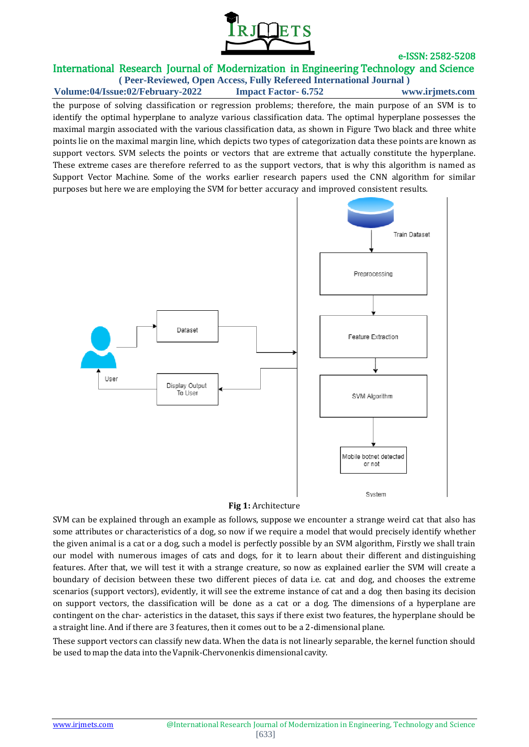the purpose of solving classification or regression problems; therefore, the main purpose of an SVM is to identify the optimal hyperplane to analyze various classification data. The optimal hyperplane possesses the maximal margin associated with the various classification data, as shown in Figure Two black and three white points lie on the maximal margin line, which depicts two types of categorization data these points are known as support vectors. SVM selects the points or vectors that are extreme that actually constitute the hyperplane. These extreme cases are therefore referred to as the support vectors, that is why this algorithm is named as Support Vector Machine. Some of the works earlier research papers used the CNN algorithm for similar purposes but here we are employing the SVM for better accuracy and improved consistent results.

**Fig 1:** Architecture

SVM can be explained through an example as follows, suppose we encounter a strange weird cat that also has some attributes or characteristics of a dog, so now if we require a model that would precisely identify whether the given animal is a cat or a dog, such a model is perfectly possible by an SVM algorithm, Firstly we shall train our model with numerous images of cats and dogs, for it to learn about their different and distinguishing features. After that, we will test it with a strange creature, so now as explained earlier the SVM will create a boundary of decision between these two different pieces of data i.e. cat and dog, and chooses the extreme scenarios (support vectors), evidently, it will see the extreme instance of cat and a dog then basing its decision on support vectors, the classification will be done as a cat or a dog. The dimensions of a hyperplane are contingent on the char- acteristics in the dataset, this says if there exist two features, the hyperplane should be a straight line. And if there are 3 features, then it comes out to be a 2-dimensional plane.

These support vectors can classify new data. When the data is not linearly separable, the kernel function should be used to map the data into the Vapnik-Chervonenkis dimensional cavity.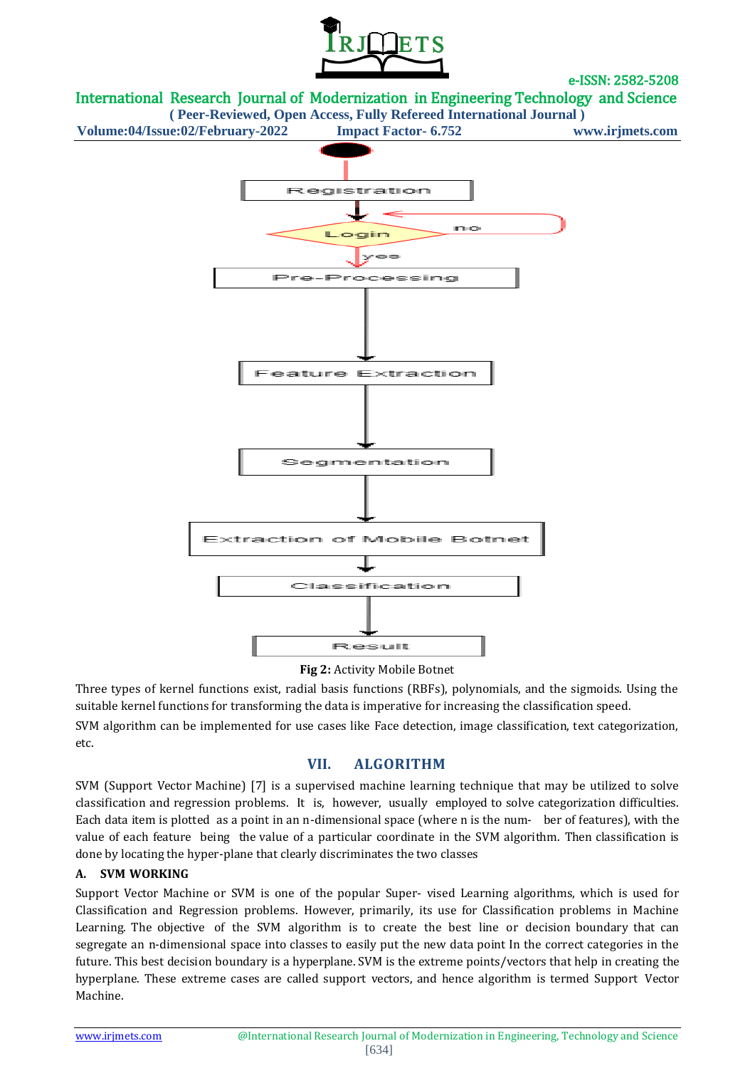Fig 2: Activity Mobile Botnet

Three types of kernel functions exist, radial basis functions (RBFs), polynomials, and the sigmoids. Using the suitable kernel functions for transforming the data is imperative for increasing the classification speed.

SVM algorithm can be implemented for use cases like Face detection, image classification, text categorization, etc.

## VII. ALGORITHM

SVM (Support Vector Machine) [7] is a supervised machine learning technique that may be utilized to solve classification and regression problems. It is, however, usually employed to solve categorization difficulties. Each data item is plotted as a point in an n-dimensional space (where n is the num- ber of features), with the value of each feature being the value of a particular coordinate in the SVM algorithm. Then classification is done by locating the hyper-plane that clearly discriminates the two classes

### A. SVM WORKING

Support Vector Machine or SVM is one of the popular Super- vised Learning algorithms, which is used for Classification and Regression problems. However, primarily, its use for Classification problems in Machine Learning. The objective of the SVM algorithm is to create the best line or decision boundary that can segregate an n-dimensional space into classes to easily put the new data point In the correct categories in the future. This best decision boundary is a hyperplane. SVM is the extreme points/vectors that help in creating the hyperplane. These extreme cases are called support vectors, and hence algorithm is termed Support Vector Machine.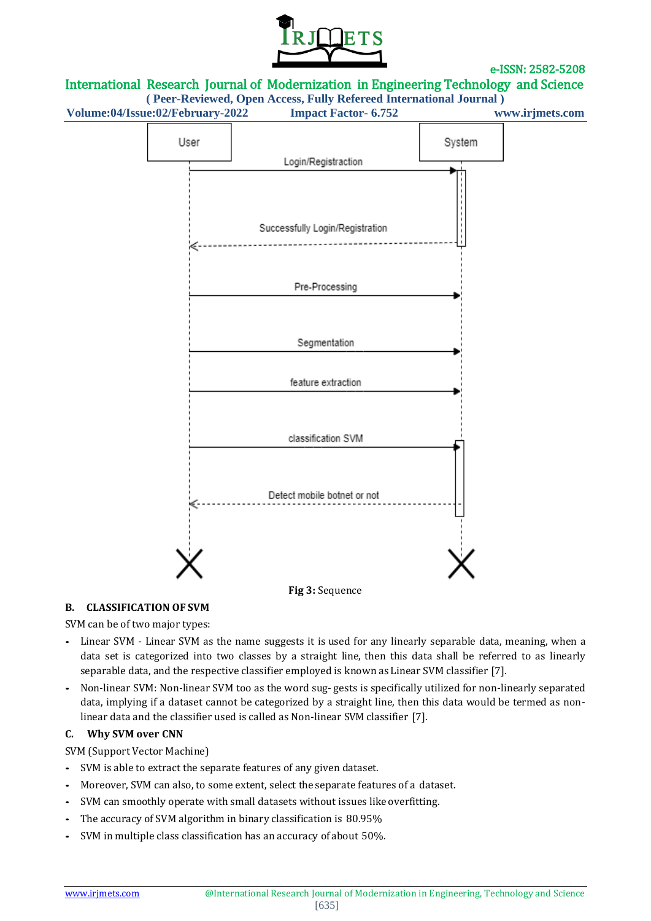Fig 3: Sequence

### B. CLASSIFICATION OF SVM

SVM can be of two major types:

- Linear SVM - Linear SVM as the name suggests it is used for any linearly separable data, meaning, when a data set is categorized into two classes by a straight line, then this data shall be referred to as linearly separable data, and the respective classifier employed is known as Linear SVM classifier [7].
- Non-linear SVM: Non-linear SVM too as the word sug- gests is specifically utilized for non-linearly separated data, implying if a dataset cannot be categorized by a straight line, then this data would be termed as non-linear data and the classifier used is called as Non-linear SVM classifier [7].

### C. Why SVM over CNN

SVM (Support Vector Machine)

- SVM is able to extract the separate features of any given dataset.
- Moreover, SVM can also, to some extent, select the separate features of a dataset.
- SVM can smoothly operate with small datasets without issues like overfitting.
- The accuracy of SVM algorithm in binary classification is 80.95%
- SVM in multiple class classification has an accuracy of about 50%.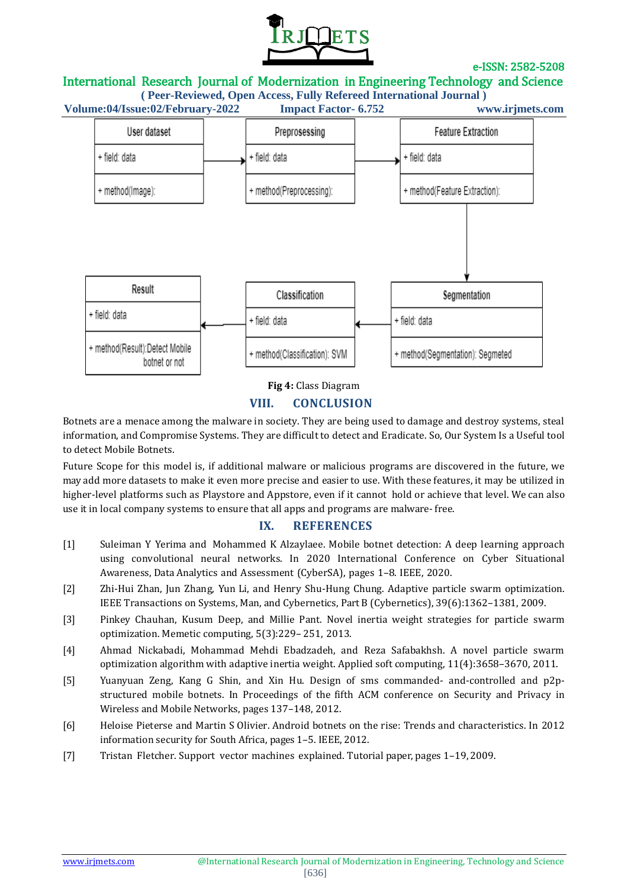User dataset

+ field: data

+ method(Image):

Preprosessing

+ field: data

+ method(Preprocessing):

Feature Extraction

+ field: data

+ method(Feature Extraction):

Segmentation

+ field: data

+ method(Segmentation): Segmeted

Classification

+ field: data

+ method(Classification): SVM

Result

+ field: data

+ method(Result):Detect Mobile botnet or not

**Fig 4:** Class Diagram

## VIII. CONCLUSION

Botnets are a menace among the malware in society. They are being used to damage and destroy systems, steal information, and Compromise Systems. They are difficult to detect and Eradicate. So, Our System Is a Useful tool to detect Mobile Botnets.

Future Scope for this model is, if additional malware or malicious programs are discovered in the future, we may add more datasets to make it even more precise and easier to use. With these features, it may be utilized in higher-level platforms such as Playstore and Appstore, even if it cannot hold or achieve that level. We can also use it in local company systems to ensure that all apps and programs are malware- free.

## IX. REFERENCES

[1] Suleiman Y Yerima and Mohammed K Alzaylaee. Mobile botnet detection: A deep learning approach using convolutional neural networks. In 2020 International Conference on Cyber Situational Awareness, Data Analytics and Assessment (CyberSA), pages 1–8. IEEE, 2020.

[2] Zhi-Hui Zhan, Jun Zhang, Yun Li, and Henry Shu-Hung Chung. Adaptive particle swarm optimization. IEEE Transactions on Systems, Man, and Cybernetics, Part B (Cybernetics), 39(6):1362–1381, 2009.

[3] Pinkey Chauhan, Kusum Deep, and Millie Pant. Novel inertia weight strategies for particle swarm optimization. Memetic computing, 5(3):229– 251, 2013.

[4] Ahmad Nickabadi, Mohammad Mehdi Ebadzadeh, and Reza Safabakhsh. A novel particle swarm optimization algorithm with adaptive inertia weight. Applied soft computing, 11(4):3658–3670, 2011.

[5] Yuanyuan Zeng, Kang G Shin, and Xin Hu. Design of sms commanded- and-controlled and p2p-structured mobile botnets. In Proceedings of the fifth ACM conference on Security and Privacy in Wireless and Mobile Networks, pages 137–148, 2012.

[6] Heloise Pieterse and Martin S Olivier. Android botnets on the rise: Trends and characteristics. In 2012 information security for South Africa, pages 1–5. IEEE, 2012.

[7] Tristan Fletcher. Support vector machines explained. Tutorial paper, pages 1–19, 2009.